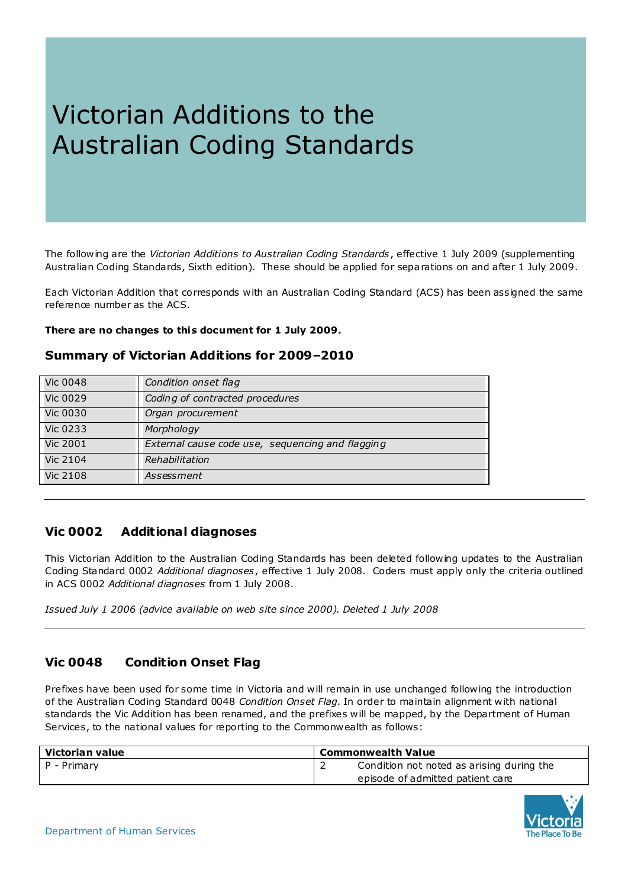# Victorian Additions to the Australian Coding Standards

The following are the *Victorian Additions to Australian Coding Standards*, effective 1 July 2009 (supplementing Australian Coding Standards, Sixth edition). These should be applied for separations on and after 1 July 2009.

Each Victorian Addition that corresponds with an Australian Coding Standard (ACS) has been assigned the same reference number as the ACS.

**There are no changes to this document for 1 July 2009.**

### Summary of Victorian Additions for 2009–2010

| | |
|---|---|
| Vic 0048 | *Condition onset flag* |
| Vic 0029 | *Coding of contracted procedures* |
| Vic 0030 | *Organ procurement* |
| Vic 0233 | *Morphology* |
| Vic 2001 | *External cause code use, sequencing and flagging* |
| Vic 2104 | *Rehabilitation* |
| Vic 2108 | *Assessment* |

---

### Vic 0002 Additional diagnoses

This Victorian Addition to the Australian Coding Standards has been deleted following updates to the Australian Coding Standard 0002 *Additional diagnoses*, effective 1 July 2008. Coders must apply only the criteria outlined in ACS 0002 *Additional diagnoses* from 1 July 2008.

*Issued July 1 2006 (advice available on web site since 2000). Deleted 1 July 2008*

---

### Vic 0048 Condition Onset Flag

Prefixes have been used for some time in Victoria and will remain in use unchanged following the introduction of the Australian Coding Standard 0048 *Condition Onset Flag*. In order to maintain alignment with national standards the Vic Addition has been renamed, and the prefixes will be mapped, by the Department of Human Services, to the national values for reporting to the Commonwealth as follows:

| Victorian value | Commonwealth Value | |
|---|---|---|
| P - Primary | 2 | Condition not noted as arising during the episode of admitted patient care |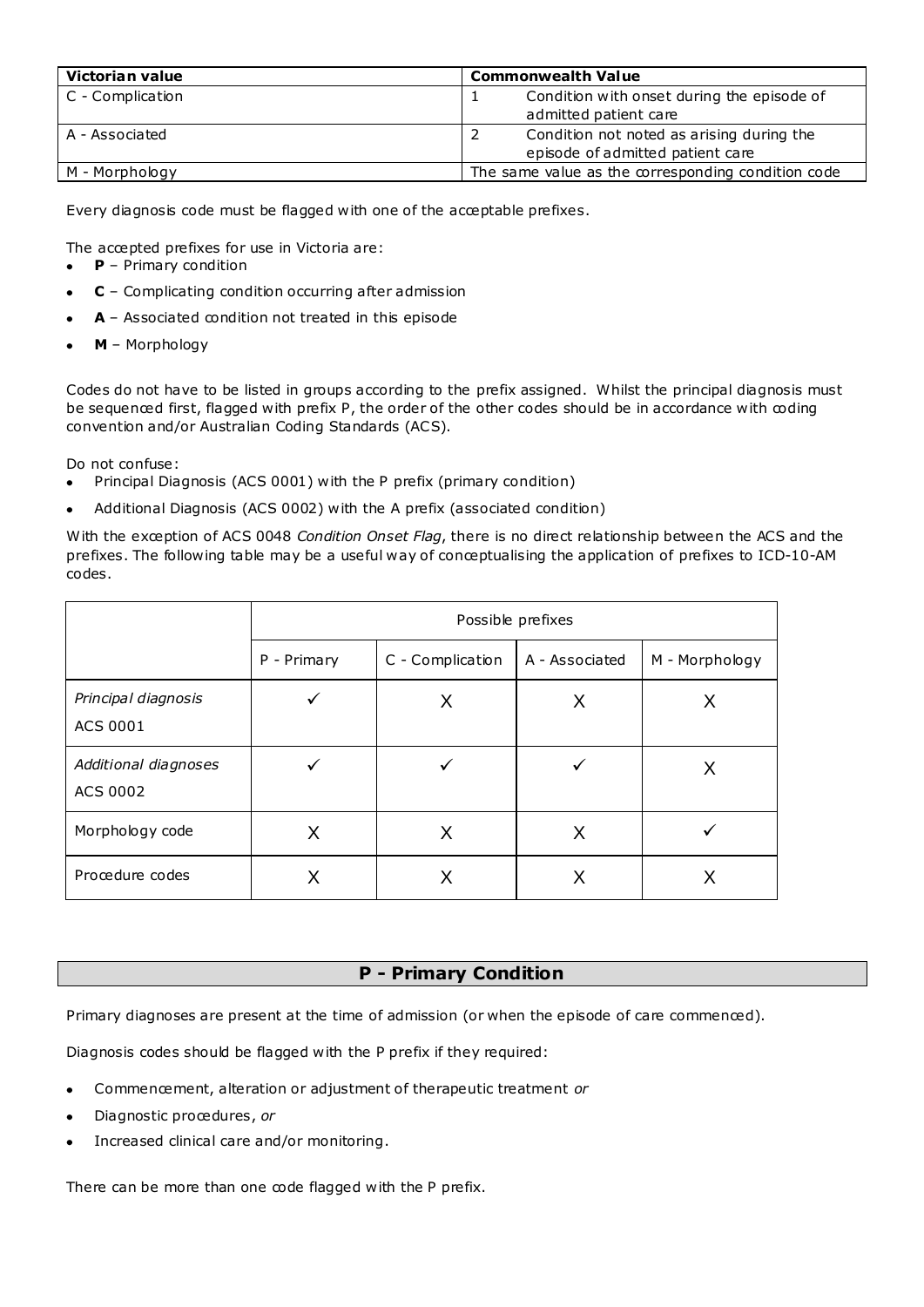| Victorian value | Commonwealth Value | |
|---|---|---|
| C - Complication | 1 | Condition with onset during the episode of admitted patient care |
| A - Associated | 2 | Condition not noted as arising during the episode of admitted patient care |
| M - Morphology | The same value as the corresponding condition code | |

Every diagnosis code must be flagged with one of the acceptable prefixes.

The accepted prefixes for use in Victoria are:

- **P** – Primary condition
- **C** – Complicating condition occurring after admission
- **A** – Associated condition not treated in this episode
- **M** – Morphology

Codes do not have to be listed in groups according to the prefix assigned. Whilst the principal diagnosis must be sequenced first, flagged with prefix P, the order of the other codes should be in accordance with coding convention and/or Australian Coding Standards (ACS).

Do not confuse:

- Principal Diagnosis (ACS 0001) with the P prefix (primary condition)
- Additional Diagnosis (ACS 0002) with the A prefix (associated condition)

With the exception of ACS 0048 *Condition Onset Flag*, there is no direct relationship between the ACS and the prefixes. The following table may be a useful way of conceptualising the application of prefixes to ICD-10-AM codes.

| | Possible prefixes | | | |
|---|---|---|---|---|
| | P - Primary | C - Complication | A - Associated | M - Morphology |
| *Principal diagnosis* ACS 0001 | ✓ | X | X | X |
| *Additional diagnoses* ACS 0002 | ✓ | ✓ | ✓ | X |
| Morphology code | X | X | X | ✓ |
| Procedure codes | X | X | X | X |

## P - Primary Condition

Primary diagnoses are present at the time of admission (or when the episode of care commenced).

Diagnosis codes should be flagged with the P prefix if they required:

- Commencement, alteration or adjustment of therapeutic treatment *or*
- Diagnostic procedures, *or*
- Increased clinical care and/or monitoring.

There can be more than one code flagged with the P prefix.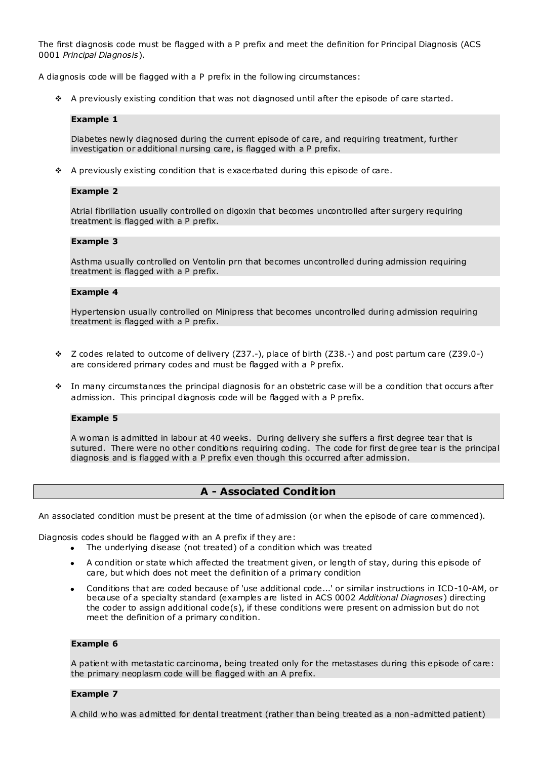The first diagnosis code must be flagged with a P prefix and meet the definition for Principal Diagnosis (ACS 0001 *Principal Diagnosis*).

A diagnosis code will be flagged with a P prefix in the following circumstances:

- A previously existing condition that was not diagnosed until after the episode of care started.

**Example 1**

Diabetes newly diagnosed during the current episode of care, and requiring treatment, further investigation or additional nursing care, is flagged with a P prefix.

- A previously existing condition that is exacerbated during this episode of care.

**Example 2**

Atrial fibrillation usually controlled on digoxin that becomes uncontrolled after surgery requiring treatment is flagged with a P prefix.

**Example 3**

Asthma usually controlled on Ventolin prn that becomes uncontrolled during admission requiring treatment is flagged with a P prefix.

**Example 4**

Hypertension usually controlled on Minipress that becomes uncontrolled during admission requiring treatment is flagged with a P prefix.

- Z codes related to outcome of delivery (Z37.-), place of birth (Z38.-) and post partum care (Z39.0-) are considered primary codes and must be flagged with a P prefix.
- In many circumstances the principal diagnosis for an obstetric case will be a condition that occurs after admission. This principal diagnosis code will be flagged with a P prefix.

**Example 5**

A woman is admitted in labour at 40 weeks. During delivery she suffers a first degree tear that is sutured. There were no other conditions requiring coding. The code for first degree tear is the principal diagnosis and is flagged with a P prefix even though this occurred after admission.

## A - Associated Condition

An associated condition must be present at the time of admission (or when the episode of care commenced).

Diagnosis codes should be flagged with an A prefix if they are:

- The underlying disease (not treated) of a condition which was treated
- A condition or state which affected the treatment given, or length of stay, during this episode of care, but which does not meet the definition of a primary condition
- Conditions that are coded because of 'use additional code...' or similar instructions in ICD-10-AM, or because of a specialty standard (examples are listed in ACS 0002 *Additional Diagnoses*) directing the coder to assign additional code(s), if these conditions were present on admission but do not meet the definition of a primary condition.

**Example 6**

A patient with metastatic carcinoma, being treated only for the metastases during this episode of care: the primary neoplasm code will be flagged with an A prefix.

**Example 7**

A child who was admitted for dental treatment (rather than being treated as a non-admitted patient)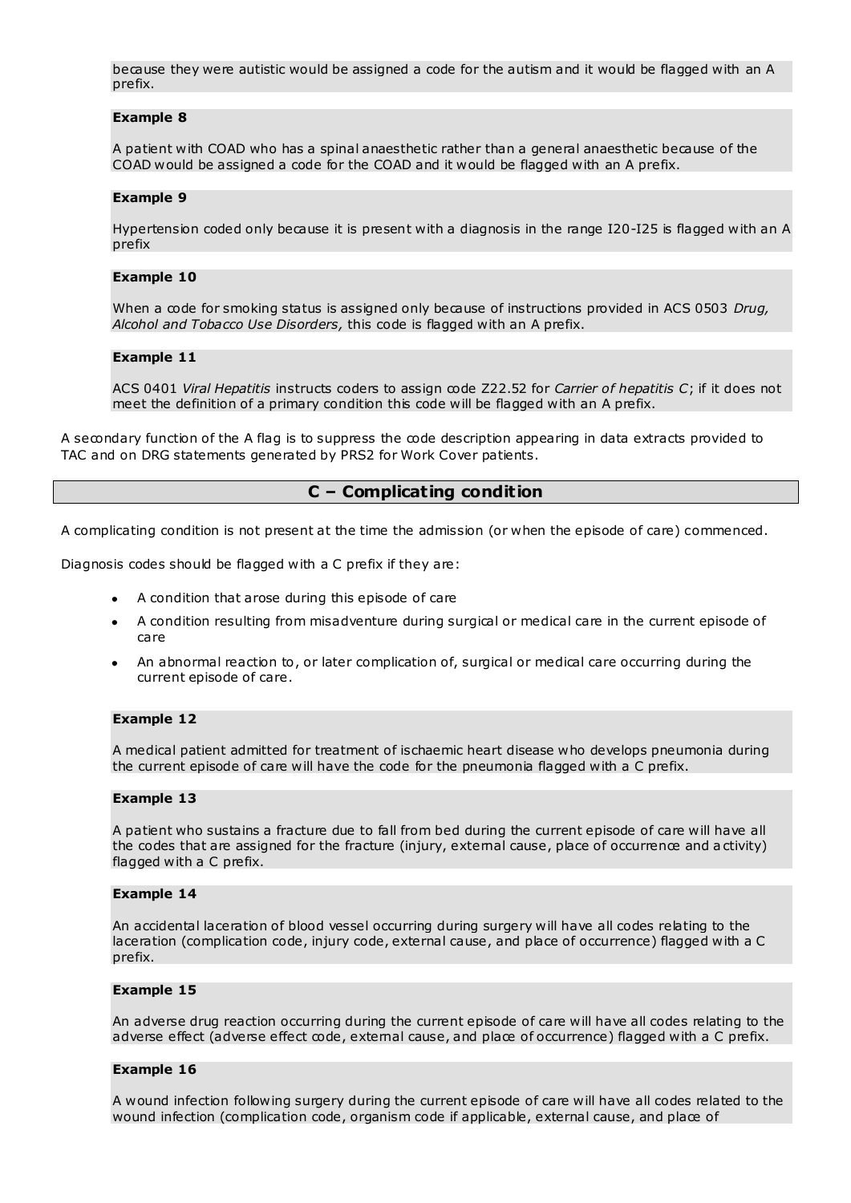because they were autistic would be assigned a code for the autism and it would be flagged with an A prefix.

**Example 8**

A patient with COAD who has a spinal anaesthetic rather than a general anaesthetic because of the COAD would be assigned a code for the COAD and it would be flagged with an A prefix.

**Example 9**

Hypertension coded only because it is present with a diagnosis in the range I20-I25 is flagged with an A prefix

**Example 10**

When a code for smoking status is assigned only because of instructions provided in ACS 0503 *Drug, Alcohol and Tobacco Use Disorders,* this code is flagged with an A prefix.

**Example 11**

ACS 0401 *Viral Hepatitis* instructs coders to assign code Z22.52 for *Carrier of hepatitis C*; if it does not meet the definition of a primary condition this code will be flagged with an A prefix.

A secondary function of the A flag is to suppress the code description appearing in data extracts provided to TAC and on DRG statements generated by PRS2 for Work Cover patients.

## C – Complicating condition

A complicating condition is not present at the time the admission (or when the episode of care) commenced.

Diagnosis codes should be flagged with a C prefix if they are:

- A condition that arose during this episode of care
- A condition resulting from misadventure during surgical or medical care in the current episode of care
- An abnormal reaction to, or later complication of, surgical or medical care occurring during the current episode of care.

**Example 12**

A medical patient admitted for treatment of ischaemic heart disease who develops pneumonia during the current episode of care will have the code for the pneumonia flagged with a C prefix.

**Example 13**

A patient who sustains a fracture due to fall from bed during the current episode of care will have all the codes that are assigned for the fracture (injury, external cause, place of occurrence and activity) flagged with a C prefix.

**Example 14**

An accidental laceration of blood vessel occurring during surgery will have all codes relating to the laceration (complication code, injury code, external cause, and place of occurrence) flagged with a C prefix.

**Example 15**

An adverse drug reaction occurring during the current episode of care will have all codes relating to the adverse effect (adverse effect code, external cause, and place of occurrence) flagged with a C prefix.

**Example 16**

A wound infection following surgery during the current episode of care will have all codes related to the wound infection (complication code, organism code if applicable, external cause, and place of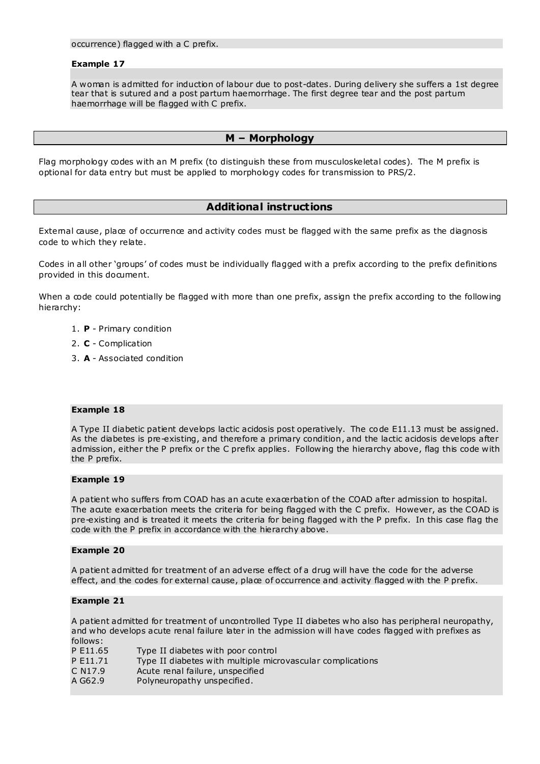occurrence) flagged with a C prefix.

**Example 17**

A woman is admitted for induction of labour due to post-dates. During delivery she suffers a 1st degree tear that is sutured and a post partum haemorrhage. The first degree tear and the post partum haemorrhage will be flagged with C prefix.

## M – Morphology

Flag morphology codes with an M prefix (to distinguish these from musculoskeletal codes). The M prefix is optional for data entry but must be applied to morphology codes for transmission to PRS/2.

## Additional instructions

External cause, place of occurrence and activity codes must be flagged with the same prefix as the diagnosis code to which they relate.

Codes in all other 'groups' of codes must be individually flagged with a prefix according to the prefix definitions provided in this document.

When a code could potentially be flagged with more than one prefix, assign the prefix according to the following hierarchy:

1. **P** - Primary condition
2. **C** - Complication
3. **A** - Associated condition

**Example 18**

A Type II diabetic patient develops lactic acidosis post operatively. The code E11.13 must be assigned. As the diabetes is pre-existing, and therefore a primary condition, and the lactic acidosis develops after admission, either the P prefix or the C prefix applies. Following the hierarchy above, flag this code with the P prefix.

**Example 19**

A patient who suffers from COAD has an acute exacerbation of the COAD after admission to hospital. The acute exacerbation meets the criteria for being flagged with the C prefix. However, as the COAD is pre-existing and is treated it meets the criteria for being flagged with the P prefix. In this case flag the code with the P prefix in accordance with the hierarchy above.

**Example 20**

A patient admitted for treatment of an adverse effect of a drug will have the code for the adverse effect, and the codes for external cause, place of occurrence and activity flagged with the P prefix.

**Example 21**

A patient admitted for treatment of uncontrolled Type II diabetes who also has peripheral neuropathy, and who develops acute renal failure later in the admission will have codes flagged with prefixes as follows:

| | |
|---|---|
| P E11.65 | Type II diabetes with poor control |
| P E11.71 | Type II diabetes with multiple microvascular complications |
| C N17.9 | Acute renal failure, unspecified |
| A G62.9 | Polyneuropathy unspecified. |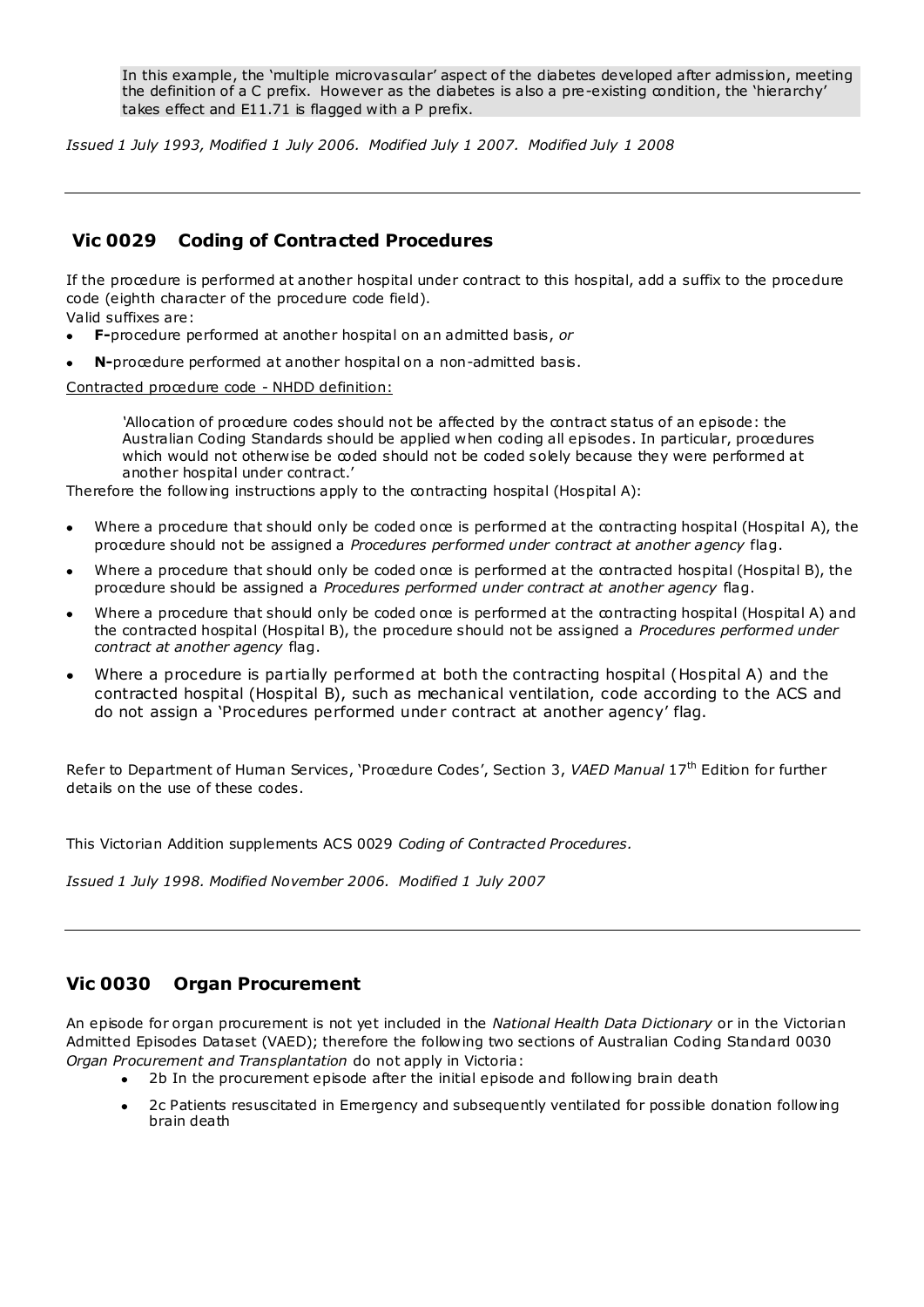In this example, the 'multiple microvascular' aspect of the diabetes developed after admission, meeting the definition of a C prefix. However as the diabetes is also a pre-existing condition, the 'hierarchy' takes effect and E11.71 is flagged with a P prefix.

*Issued 1 July 1993, Modified 1 July 2006. Modified July 1 2007. Modified July 1 2008*

---

## Vic 0029 Coding of Contracted Procedures

If the procedure is performed at another hospital under contract to this hospital, add a suffix to the procedure code (eighth character of the procedure code field).

Valid suffixes are:

- **F-**procedure performed at another hospital on an admitted basis, *or*
- **N-**procedure performed at another hospital on a non-admitted basis.

Contracted procedure code - NHDD definition:

> 'Allocation of procedure codes should not be affected by the contract status of an episode: the Australian Coding Standards should be applied when coding all episodes. In particular, procedures which would not otherwise be coded should not be coded solely because they were performed at another hospital under contract.'

Therefore the following instructions apply to the contracting hospital (Hospital A):

- Where a procedure that should only be coded once is performed at the contracting hospital (Hospital A), the procedure should not be assigned a *Procedures performed under contract at another agency* flag.
- Where a procedure that should only be coded once is performed at the contracted hospital (Hospital B), the procedure should be assigned a *Procedures performed under contract at another agency* flag.
- Where a procedure that should only be coded once is performed at the contracting hospital (Hospital A) and the contracted hospital (Hospital B), the procedure should not be assigned a *Procedures performed under contract at another agency* flag.
- Where a procedure is partially performed at both the contracting hospital (Hospital A) and the contracted hospital (Hospital B), such as mechanical ventilation, code according to the ACS and do not assign a 'Procedures performed under contract at another agency' flag.

Refer to Department of Human Services, 'Procedure Codes', Section 3, *VAED Manual* 17th Edition for further details on the use of these codes.

This Victorian Addition supplements ACS 0029 *Coding of Contracted Procedures.*

*Issued 1 July 1998. Modified November 2006. Modified 1 July 2007*

---

## Vic 0030 Organ Procurement

An episode for organ procurement is not yet included in the *National Health Data Dictionary* or in the Victorian Admitted Episodes Dataset (VAED); therefore the following two sections of Australian Coding Standard 0030 *Organ Procurement and Transplantation* do not apply in Victoria:

- 2b In the procurement episode after the initial episode and following brain death
- 2c Patients resuscitated in Emergency and subsequently ventilated for possible donation following brain death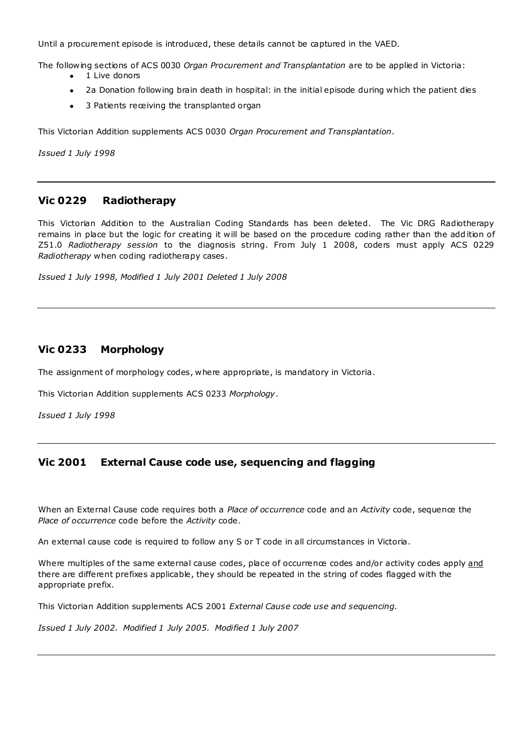Until a procurement episode is introduced, these details cannot be captured in the VAED.

The following sections of ACS 0030 *Organ Procurement and Transplantation* are to be applied in Victoria:

- 1 Live donors
- 2a Donation following brain death in hospital: in the initial episode during which the patient dies
- 3 Patients receiving the transplanted organ

This Victorian Addition supplements ACS 0030 *Organ Procurement and Transplantation*.

*Issued 1 July 1998*

---

## Vic 0229 Radiotherapy

This Victorian Addition to the Australian Coding Standards has been deleted. The Vic DRG Radiotherapy remains in place but the logic for creating it will be based on the procedure coding rather than the addition of Z51.0 *Radiotherapy session* to the diagnosis string. From July 1 2008, coders must apply ACS 0229 *Radiotherapy* when coding radiotherapy cases.

*Issued 1 July 1998, Modified 1 July 2001 Deleted 1 July 2008*

---

## Vic 0233 Morphology

The assignment of morphology codes, where appropriate, is mandatory in Victoria.

This Victorian Addition supplements ACS 0233 *Morphology*.

*Issued 1 July 1998*

---

## Vic 2001 External Cause code use, sequencing and flagging

When an External Cause code requires both a *Place of occurrence* code and an *Activity* code, sequence the *Place of occurrence* code before the *Activity* code.

An external cause code is required to follow any S or T code in all circumstances in Victoria.

Where multiples of the same external cause codes, place of occurrence codes and/or activity codes apply <u>and</u> there are different prefixes applicable, they should be repeated in the string of codes flagged with the appropriate prefix.

This Victorian Addition supplements ACS 2001 *External Cause code use and sequencing*.

*Issued 1 July 2002. Modified 1 July 2005. Modified 1 July 2007*

---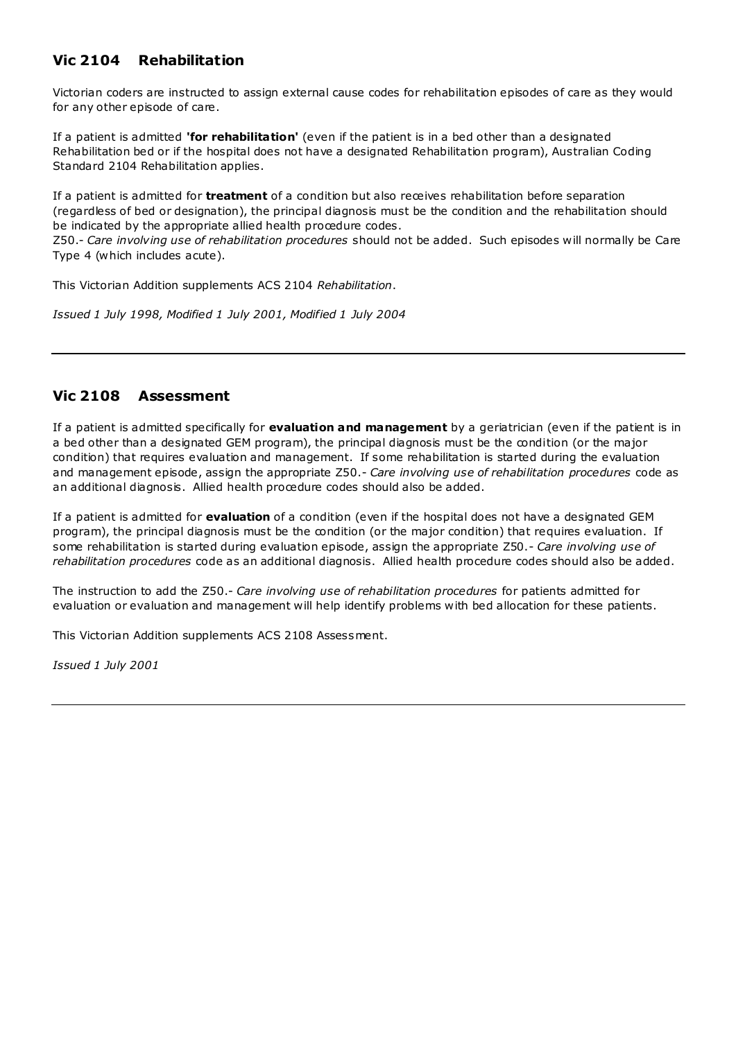## Vic 2104 Rehabilitation

Victorian coders are instructed to assign external cause codes for rehabilitation episodes of care as they would for any other episode of care.

If a patient is admitted **'for rehabilitation'** (even if the patient is in a bed other than a designated Rehabilitation bed or if the hospital does not have a designated Rehabilitation program), Australian Coding Standard 2104 Rehabilitation applies.

If a patient is admitted for **treatment** of a condition but also receives rehabilitation before separation (regardless of bed or designation), the principal diagnosis must be the condition and the rehabilitation should be indicated by the appropriate allied health procedure codes.
Z50.- *Care involving use of rehabilitation procedures* should not be added. Such episodes will normally be Care Type 4 (which includes acute).

This Victorian Addition supplements ACS 2104 *Rehabilitation*.

*Issued 1 July 1998, Modified 1 July 2001, Modified 1 July 2004*

---

## Vic 2108 Assessment

If a patient is admitted specifically for **evaluation and management** by a geriatrician (even if the patient is in a bed other than a designated GEM program), the principal diagnosis must be the condition (or the major condition) that requires evaluation and management. If some rehabilitation is started during the evaluation and management episode, assign the appropriate Z50.- *Care involving use of rehabilitation procedures* code as an additional diagnosis. Allied health procedure codes should also be added.

If a patient is admitted for **evaluation** of a condition (even if the hospital does not have a designated GEM program), the principal diagnosis must be the condition (or the major condition) that requires evaluation. If some rehabilitation is started during evaluation episode, assign the appropriate Z50.- *Care involving use of rehabilitation procedures* code as an additional diagnosis. Allied health procedure codes should also be added.

The instruction to add the Z50.- *Care involving use of rehabilitation procedures* for patients admitted for evaluation or evaluation and management will help identify problems with bed allocation for these patients.

This Victorian Addition supplements ACS 2108 Assessment.

*Issued 1 July 2001*

---